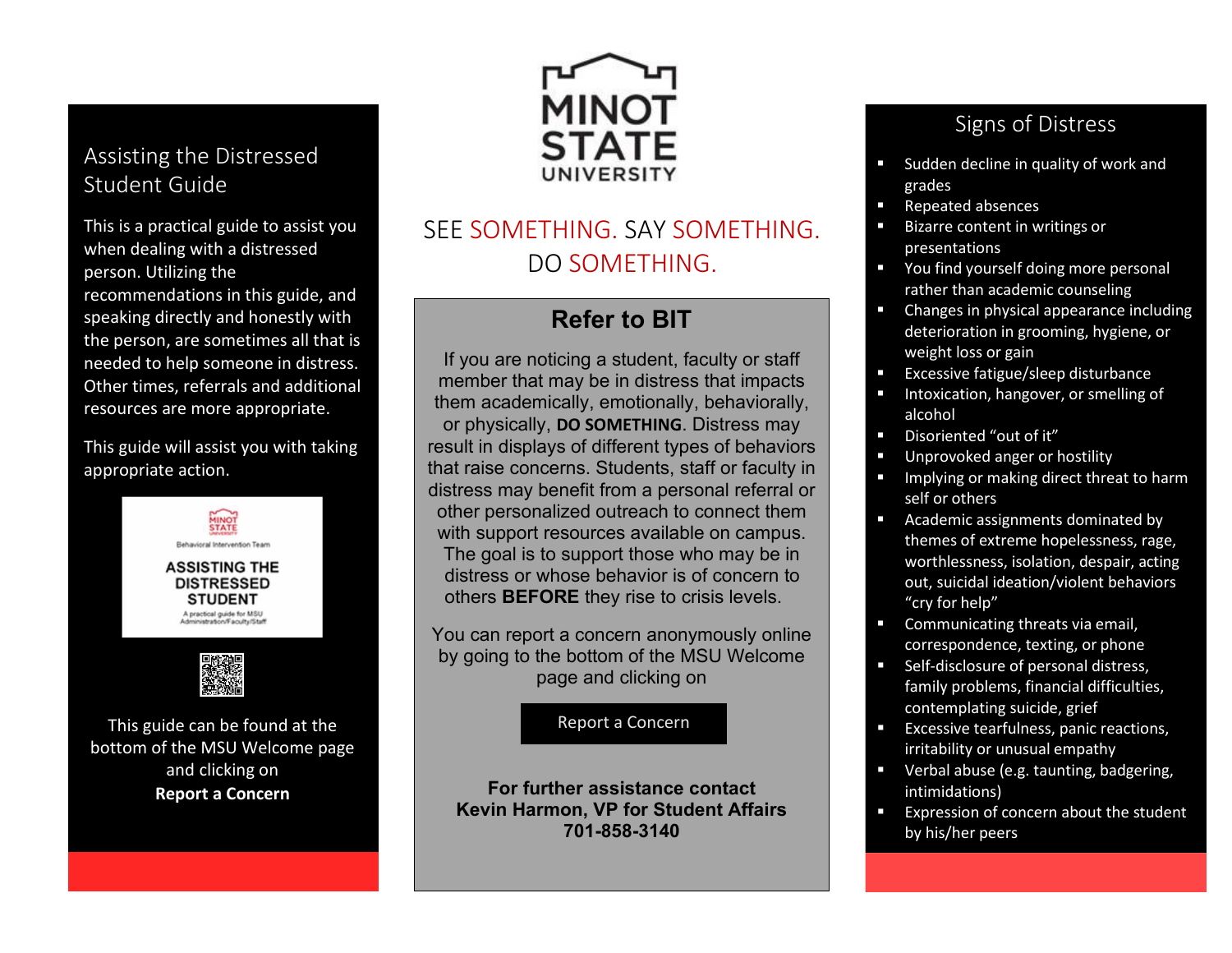# Assisting the Distressed Student Guide

This is a practical guide to assist you when dealing with a distressed person. Utilizing the recommendations in this guide, and speaking directly and honestly with the person, are sometimes all that is needed to help someone in distress. Other times, referrals and additional resources are more appropriate.

This guide will assist you with taking appropriate action.

MINOT STATE UNIVERSITY
Behavioral Intervention Team
ASSISTING THE DISTRESSED STUDENT
A practical guide for MSU Administration/Faculty/Staff

This guide can be found at the bottom of the MSU Welcome page and clicking on
**Report a Concern**

MINOT STATE UNIVERSITY

SEE SOMETHING. SAY SOMETHING. DO SOMETHING.

## Refer to BIT

If you are noticing a student, faculty or staff member that may be in distress that impacts them academically, emotionally, behaviorally, or physically, **DO SOMETHING**. Distress may result in displays of different types of behaviors that raise concerns. Students, staff or faculty in distress may benefit from a personal referral or other personalized outreach to connect them with support resources available on campus. The goal is to support those who may be in distress or whose behavior is of concern to others **BEFORE** they rise to crisis levels.

You can report a concern anonymously online by going to the bottom of the MSU Welcome page and clicking on

Report a Concern

**For further assistance contact**
**Kevin Harmon, VP for Student Affairs**
**701-858-3140**

## Signs of Distress

- Sudden decline in quality of work and grades
- Repeated absences
- Bizarre content in writings or presentations
- You find yourself doing more personal rather than academic counseling
- Changes in physical appearance including deterioration in grooming, hygiene, or weight loss or gain
- Excessive fatigue/sleep disturbance
- Intoxication, hangover, or smelling of alcohol
- Disoriented "out of it"
- Unprovoked anger or hostility
- Implying or making direct threat to harm self or others
- Academic assignments dominated by themes of extreme hopelessness, rage, worthlessness, isolation, despair, acting out, suicidal ideation/violent behaviors "cry for help"
- Communicating threats via email, correspondence, texting, or phone
- Self-disclosure of personal distress, family problems, financial difficulties, contemplating suicide, grief
- Excessive tearfulness, panic reactions, irritability or unusual empathy
- Verbal abuse (e.g. taunting, badgering, intimidations)
- Expression of concern about the student by his/her peers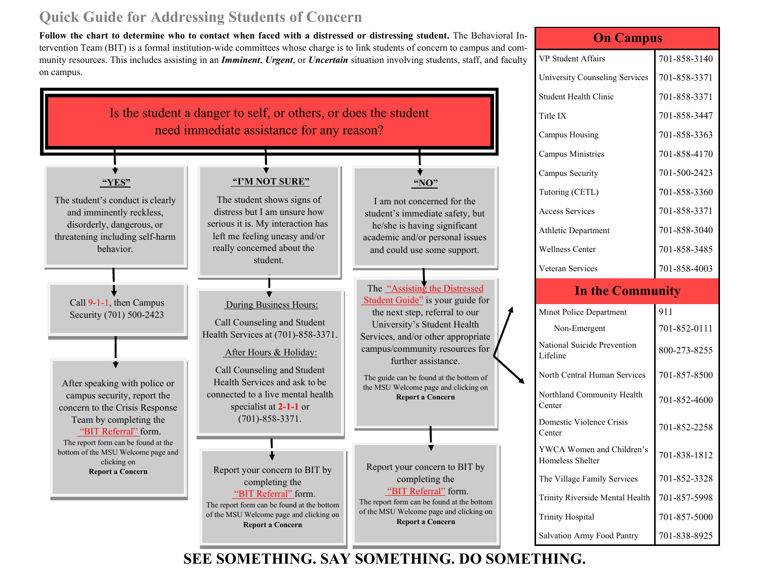# Quick Guide for Addressing Students of Concern

**Follow the chart to determine who to contact when faced with a distressed or distressing student.** The Behavioral Intervention Team (BIT) is a formal institution-wide committees whose charge is to link students of concern to campus and community resources. This includes assisting in an ***Imminent***, ***Urgent***, or ***Uncertain*** situation involving students, staff, and faculty on campus.

## Is the student a danger to self, or others, or does the student need immediate assistance for any reason?

### "YES"

The student's conduct is clearly and imminently reckless, disorderly, dangerous, or threatening including self-harm behavior.

Call 9-1-1, then Campus Security (701) 500-2423

After speaking with police or campus security, report the concern to the Crisis Response Team by completing the "BIT Referral" form.

The report form can be found at the bottom of the MSU Welcome page and clicking on **Report a Concern**

### "I'M NOT SURE"

The student shows signs of distress but I am unsure how serious it is. My interaction has left me feeling uneasy and/or really concerned about the student.

During Business Hours:

Call Counseling and Student Health Services at (701)-858-3371.

After Hours & Holiday:

Call Counseling and Student Health Services and ask to be connected to a live mental health specialist at **2-1-1** or (701)-858-3371.

Report your concern to BIT by completing the "BIT Referral" form.

The report form can be found at the bottom of the MSU Welcome page and clicking on **Report a Concern**

### "NO"

I am not concerned for the student's immediate safety, but he/she is having significant academic and/or personal issues and could use some support.

The "Assisting the Distressed Student Guide" is your guide for the next step, referral to our University's Student Health Services, and/or other appropriate campus/community resources for further assistance.

The guide can be found at the bottom of the MSU Welcome page and clicking on **Report a Concern**

Report your concern to BIT by completing the "BIT Referral" form.

The report form can be found at the bottom of the MSU Welcome page and clicking on **Report a Concern**

## On Campus

| | |
|---|---|
| VP Student Affairs | 701-858-3140 |
| University Counseling Services | 701-858-3371 |
| Student Health Clinic | 701-858-3371 |
| Title IX | 701-858-3447 |
| Campus Housing | 701-858-3363 |
| Campus Ministries | 701-858-4170 |
| Campus Security | 701-500-2423 |
| Tutoring (CETL) | 701-858-3360 |
| Access Services | 701-858-3371 |
| Athletic Department | 701-858-3040 |
| Wellness Center | 701-858-3485 |
| Veteran Services | 701-858-4003 |

## In the Community

| | |
|---|---|
| Minot Police Department | 911 |
| Non-Emergent | 701-852-0111 |
| National Suicide Prevention Lifeline | 800-273-8255 |
| North Central Human Services | 701-857-8500 |
| Northland Community Health Center | 701-852-4600 |
| Domestic Violence Crisis Center | 701-852-2258 |
| YWCA Women and Children's Homeless Shelter | 701-838-1812 |
| The Village Family Services | 701-852-3328 |
| Trinity Riverside Mental Health | 701-857-5998 |
| Trinity Hospital | 701-857-5000 |
| Salvation Army Food Pantry | 701-838-8925 |

**SEE SOMETHING. SAY SOMETHING. DO SOMETHING.**